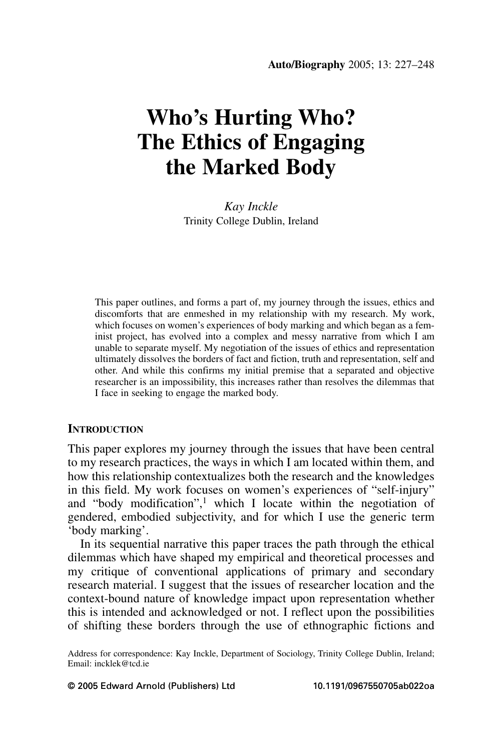# Who's Hurting Who? The Ethics of Engaging the Marked Body

*Kay Inckle*
Trinity College Dublin, Ireland

This paper outlines, and forms a part of, my journey through the issues, ethics and discomforts that are enmeshed in my relationship with my research. My work, which focuses on women's experiences of body marking and which began as a feminist project, has evolved into a complex and messy narrative from which I am unable to separate myself. My negotiation of the issues of ethics and representation ultimately dissolves the borders of fact and fiction, truth and representation, self and other. And while this confirms my initial premise that a separated and objective researcher is an impossibility, this increases rather than resolves the dilemmas that I face in seeking to engage the marked body.

## INTRODUCTION

This paper explores my journey through the issues that have been central to my research practices, the ways in which I am located within them, and how this relationship contextualizes both the research and the knowledges in this field. My work focuses on women's experiences of "self-injury" and "body modification",[1] which I locate within the negotiation of gendered, embodied subjectivity, and for which I use the generic term 'body marking'.

In its sequential narrative this paper traces the path through the ethical dilemmas which have shaped my empirical and theoretical processes and my critique of conventional applications of primary and secondary research material. I suggest that the issues of researcher location and the context-bound nature of knowledge impact upon representation whether this is intended and acknowledged or not. I reflect upon the possibilities of shifting these borders through the use of ethnographic fictions and

Address for correspondence: Kay Inckle, Department of Sociology, Trinity College Dublin, Ireland; Email: incklek@tcd.ie

© 2005 Edward Arnold (Publishers) Ltd 10.1191/0967550705ab022oa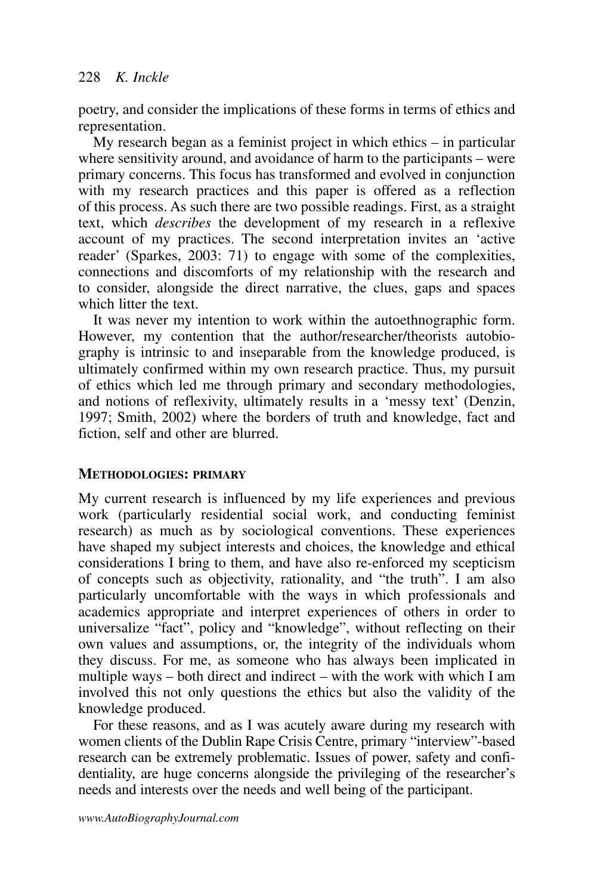poetry, and consider the implications of these forms in terms of ethics and representation.

My research began as a feminist project in which ethics – in particular where sensitivity around, and avoidance of harm to the participants – were primary concerns. This focus has transformed and evolved in conjunction with my research practices and this paper is offered as a reflection of this process. As such there are two possible readings. First, as a straight text, which *describes* the development of my research in a reflexive account of my practices. The second interpretation invites an 'active reader' (Sparkes, 2003: 71) to engage with some of the complexities, connections and discomforts of my relationship with the research and to consider, alongside the direct narrative, the clues, gaps and spaces which litter the text.

It was never my intention to work within the autoethnographic form. However, my contention that the author/researcher/theorists autobiography is intrinsic to and inseparable from the knowledge produced, is ultimately confirmed within my own research practice. Thus, my pursuit of ethics which led me through primary and secondary methodologies, and notions of reflexivity, ultimately results in a 'messy text' (Denzin, 1997; Smith, 2002) where the borders of truth and knowledge, fact and fiction, self and other are blurred.

## METHODOLOGIES: PRIMARY

My current research is influenced by my life experiences and previous work (particularly residential social work, and conducting feminist research) as much as by sociological conventions. These experiences have shaped my subject interests and choices, the knowledge and ethical considerations I bring to them, and have also re-enforced my scepticism of concepts such as objectivity, rationality, and "the truth". I am also particularly uncomfortable with the ways in which professionals and academics appropriate and interpret experiences of others in order to universalize "fact", policy and "knowledge", without reflecting on their own values and assumptions, or, the integrity of the individuals whom they discuss. For me, as someone who has always been implicated in multiple ways – both direct and indirect – with the work with which I am involved this not only questions the ethics but also the validity of the knowledge produced.

For these reasons, and as I was acutely aware during my research with women clients of the Dublin Rape Crisis Centre, primary "interview"-based research can be extremely problematic. Issues of power, safety and confidentiality, are huge concerns alongside the privileging of the researcher's needs and interests over the needs and well being of the participant.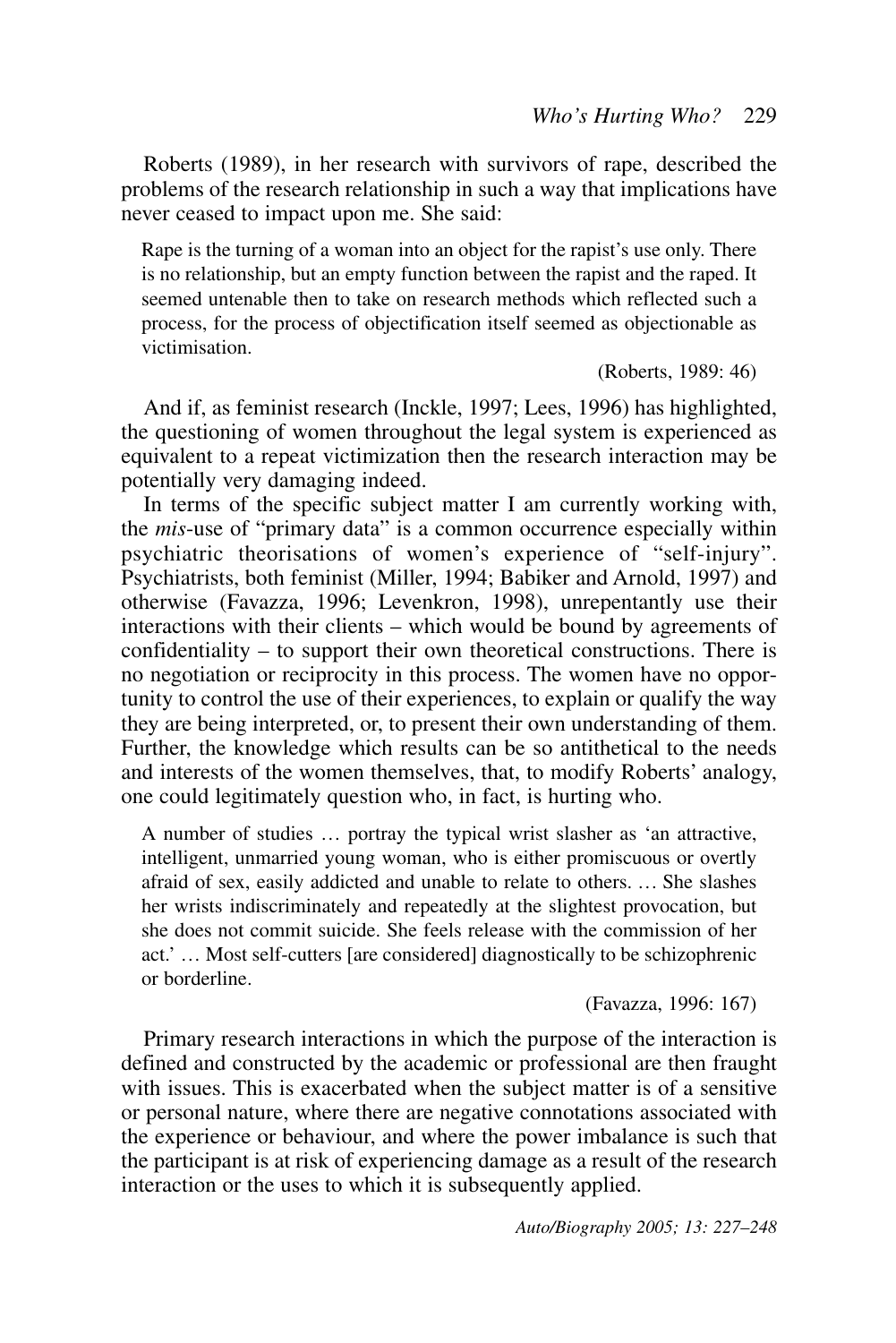Roberts (1989), in her research with survivors of rape, described the problems of the research relationship in such a way that implications have never ceased to impact upon me. She said:

> Rape is the turning of a woman into an object for the rapist's use only. There is no relationship, but an empty function between the rapist and the raped. It seemed untenable then to take on research methods which reflected such a process, for the process of objectification itself seemed as objectionable as victimisation.
>
> (Roberts, 1989: 46)

And if, as feminist research (Inckle, 1997; Lees, 1996) has highlighted, the questioning of women throughout the legal system is experienced as equivalent to a repeat victimization then the research interaction may be potentially very damaging indeed.

In terms of the specific subject matter I am currently working with, the *mis*-use of "primary data" is a common occurrence especially within psychiatric theorisations of women's experience of "self-injury". Psychiatrists, both feminist (Miller, 1994; Babiker and Arnold, 1997) and otherwise (Favazza, 1996; Levenkron, 1998), unrepentantly use their interactions with their clients – which would be bound by agreements of confidentiality – to support their own theoretical constructions. There is no negotiation or reciprocity in this process. The women have no opportunity to control the use of their experiences, to explain or qualify the way they are being interpreted, or, to present their own understanding of them. Further, the knowledge which results can be so antithetical to the needs and interests of the women themselves, that, to modify Roberts' analogy, one could legitimately question who, in fact, is hurting who.

> A number of studies … portray the typical wrist slasher as 'an attractive, intelligent, unmarried young woman, who is either promiscuous or overtly afraid of sex, easily addicted and unable to relate to others. … She slashes her wrists indiscriminately and repeatedly at the slightest provocation, but she does not commit suicide. She feels release with the commission of her act.' … Most self-cutters [are considered] diagnostically to be schizophrenic or borderline.
>
> (Favazza, 1996: 167)

Primary research interactions in which the purpose of the interaction is defined and constructed by the academic or professional are then fraught with issues. This is exacerbated when the subject matter is of a sensitive or personal nature, where there are negative connotations associated with the experience or behaviour, and where the power imbalance is such that the participant is at risk of experiencing damage as a result of the research interaction or the uses to which it is subsequently applied.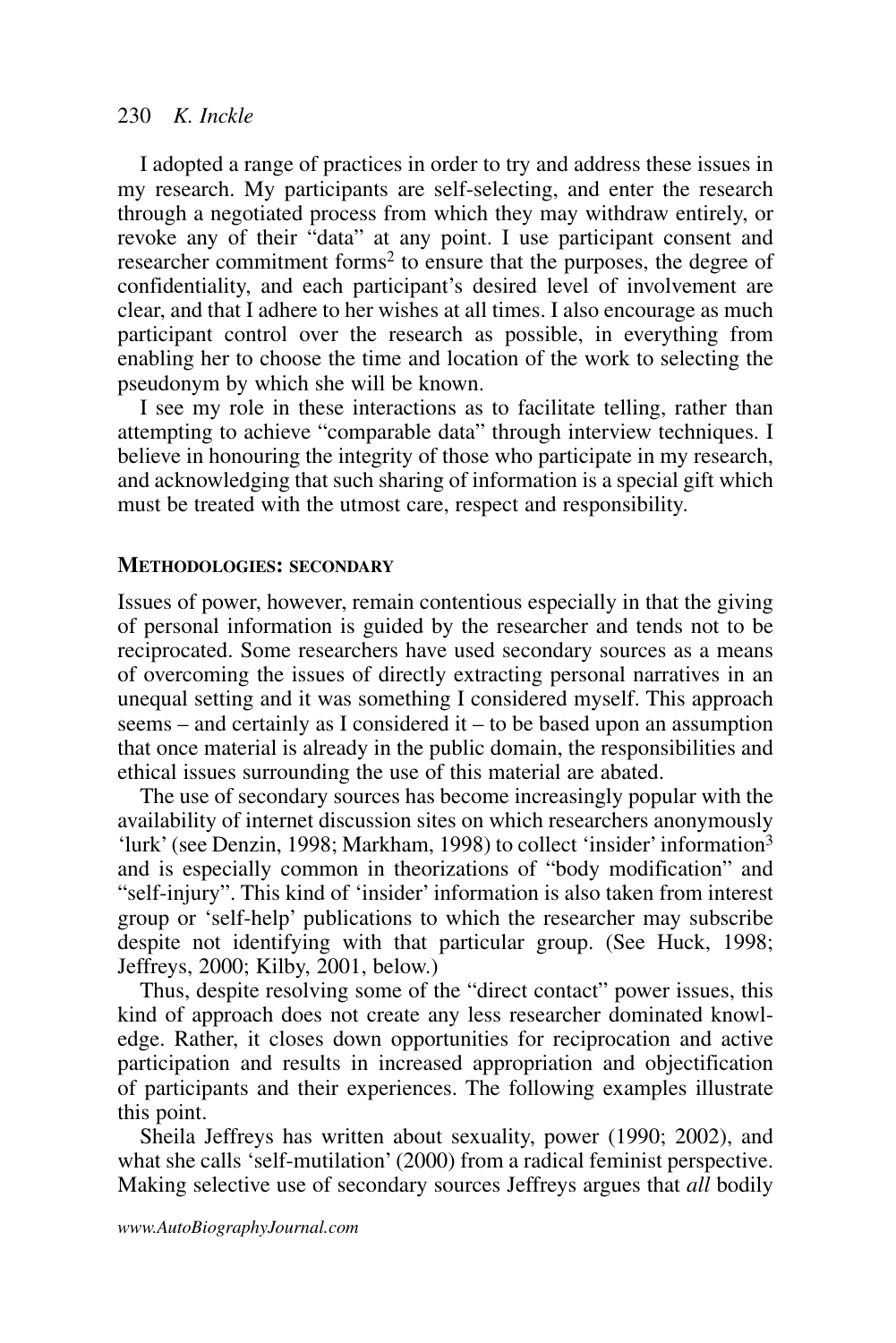I adopted a range of practices in order to try and address these issues in my research. My participants are self-selecting, and enter the research through a negotiated process from which they may withdraw entirely, or revoke any of their "data" at any point. I use participant consent and researcher commitment forms[2] to ensure that the purposes, the degree of confidentiality, and each participant's desired level of involvement are clear, and that I adhere to her wishes at all times. I also encourage as much participant control over the research as possible, in everything from enabling her to choose the time and location of the work to selecting the pseudonym by which she will be known.

I see my role in these interactions as to facilitate telling, rather than attempting to achieve "comparable data" through interview techniques. I believe in honouring the integrity of those who participate in my research, and acknowledging that such sharing of information is a special gift which must be treated with the utmost care, respect and responsibility.

## METHODOLOGIES: SECONDARY

Issues of power, however, remain contentious especially in that the giving of personal information is guided by the researcher and tends not to be reciprocated. Some researchers have used secondary sources as a means of overcoming the issues of directly extracting personal narratives in an unequal setting and it was something I considered myself. This approach seems – and certainly as I considered it – to be based upon an assumption that once material is already in the public domain, the responsibilities and ethical issues surrounding the use of this material are abated.

The use of secondary sources has become increasingly popular with the availability of internet discussion sites on which researchers anonymously 'lurk' (see Denzin, 1998; Markham, 1998) to collect 'insider' information[3] and is especially common in theorizations of "body modification" and "self-injury". This kind of 'insider' information is also taken from interest group or 'self-help' publications to which the researcher may subscribe despite not identifying with that particular group. (See Huck, 1998; Jeffreys, 2000; Kilby, 2001, below.)

Thus, despite resolving some of the "direct contact" power issues, this kind of approach does not create any less researcher dominated knowledge. Rather, it closes down opportunities for reciprocation and active participation and results in increased appropriation and objectification of participants and their experiences. The following examples illustrate this point.

Sheila Jeffreys has written about sexuality, power (1990; 2002), and what she calls 'self-mutilation' (2000) from a radical feminist perspective. Making selective use of secondary sources Jeffreys argues that *all* bodily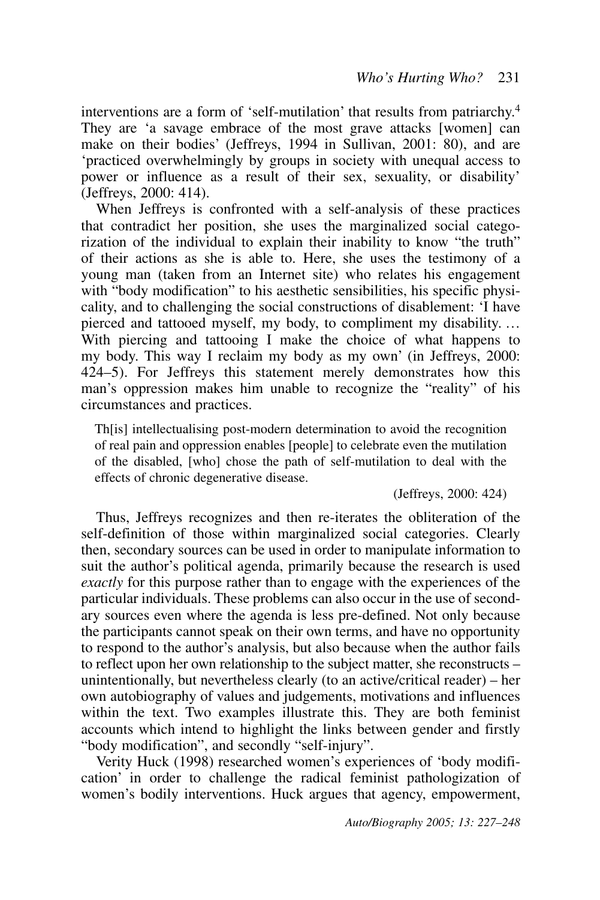interventions are a form of 'self-mutilation' that results from patriarchy.[4] They are 'a savage embrace of the most grave attacks [women] can make on their bodies' (Jeffreys, 1994 in Sullivan, 2001: 80), and are 'practiced overwhelmingly by groups in society with unequal access to power or influence as a result of their sex, sexuality, or disability' (Jeffreys, 2000: 414).

When Jeffreys is confronted with a self-analysis of these practices that contradict her position, she uses the marginalized social categorization of the individual to explain their inability to know "the truth" of their actions as she is able to. Here, she uses the testimony of a young man (taken from an Internet site) who relates his engagement with "body modification" to his aesthetic sensibilities, his specific physicality, and to challenging the social constructions of disablement: 'I have pierced and tattooed myself, my body, to compliment my disability. … With piercing and tattooing I make the choice of what happens to my body. This way I reclaim my body as my own' (in Jeffreys, 2000: 424–5). For Jeffreys this statement merely demonstrates how this man's oppression makes him unable to recognize the "reality" of his circumstances and practices.

> Th[is] intellectualising post-modern determination to avoid the recognition of real pain and oppression enables [people] to celebrate even the mutilation of the disabled, [who] chose the path of self-mutilation to deal with the effects of chronic degenerative disease.
>
> (Jeffreys, 2000: 424)

Thus, Jeffreys recognizes and then re-iterates the obliteration of the self-definition of those within marginalized social categories. Clearly then, secondary sources can be used in order to manipulate information to suit the author's political agenda, primarily because the research is used *exactly* for this purpose rather than to engage with the experiences of the particular individuals. These problems can also occur in the use of secondary sources even where the agenda is less pre-defined. Not only because the participants cannot speak on their own terms, and have no opportunity to respond to the author's analysis, but also because when the author fails to reflect upon her own relationship to the subject matter, she reconstructs – unintentionally, but nevertheless clearly (to an active/critical reader) – her own autobiography of values and judgements, motivations and influences within the text. Two examples illustrate this. They are both feminist accounts which intend to highlight the links between gender and firstly "body modification", and secondly "self-injury".

Verity Huck (1998) researched women's experiences of 'body modification' in order to challenge the radical feminist pathologization of women's bodily interventions. Huck argues that agency, empowerment,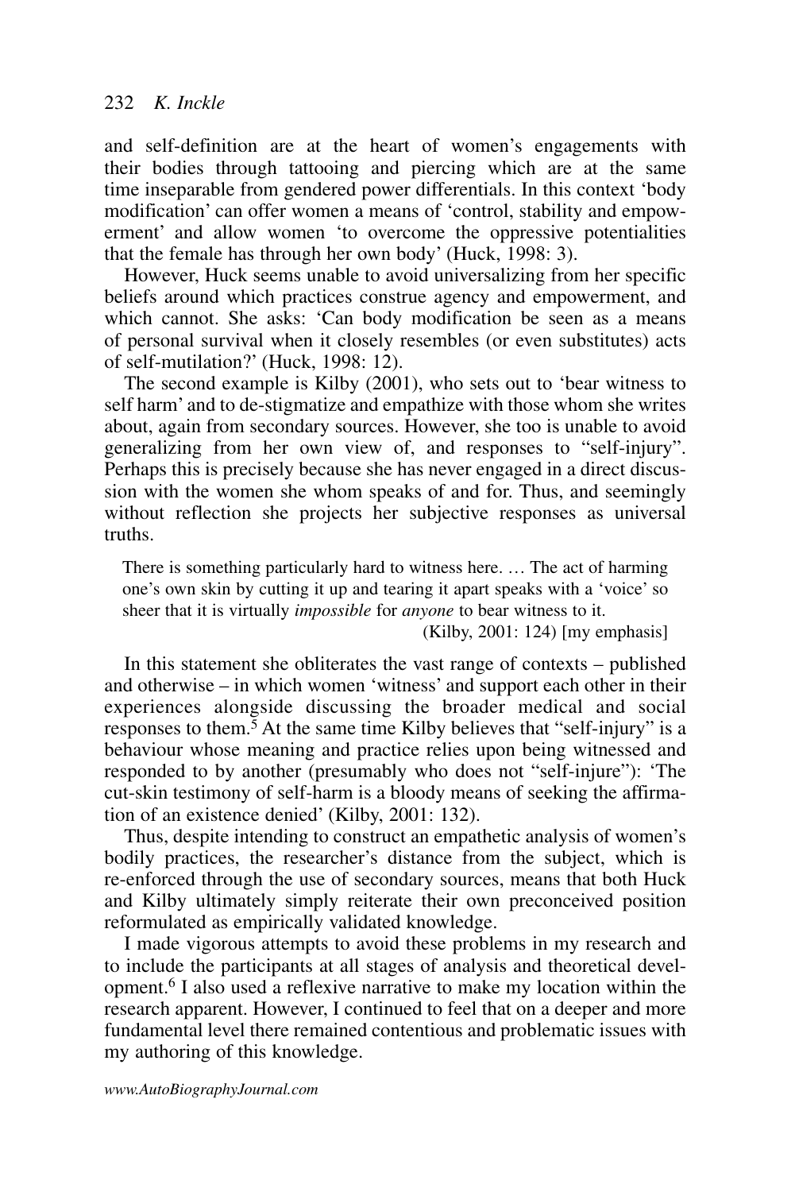and self-definition are at the heart of women's engagements with their bodies through tattooing and piercing which are at the same time inseparable from gendered power differentials. In this context 'body modification' can offer women a means of 'control, stability and empowerment' and allow women 'to overcome the oppressive potentialities that the female has through her own body' (Huck, 1998: 3).

However, Huck seems unable to avoid universalizing from her specific beliefs around which practices construe agency and empowerment, and which cannot. She asks: 'Can body modification be seen as a means of personal survival when it closely resembles (or even substitutes) acts of self-mutilation?' (Huck, 1998: 12).

The second example is Kilby (2001), who sets out to 'bear witness to self harm' and to de-stigmatize and empathize with those whom she writes about, again from secondary sources. However, she too is unable to avoid generalizing from her own view of, and responses to "self-injury". Perhaps this is precisely because she has never engaged in a direct discussion with the women she whom speaks of and for. Thus, and seemingly without reflection she projects her subjective responses as universal truths.

> There is something particularly hard to witness here. … The act of harming one's own skin by cutting it up and tearing it apart speaks with a 'voice' so sheer that it is virtually *impossible* for *anyone* to bear witness to it.
>
> (Kilby, 2001: 124) [my emphasis]

In this statement she obliterates the vast range of contexts – published and otherwise – in which women 'witness' and support each other in their experiences alongside discussing the broader medical and social responses to them.[5] At the same time Kilby believes that "self-injury" is a behaviour whose meaning and practice relies upon being witnessed and responded to by another (presumably who does not "self-injure"): 'The cut-skin testimony of self-harm is a bloody means of seeking the affirmation of an existence denied' (Kilby, 2001: 132).

Thus, despite intending to construct an empathetic analysis of women's bodily practices, the researcher's distance from the subject, which is re-enforced through the use of secondary sources, means that both Huck and Kilby ultimately simply reiterate their own preconceived position reformulated as empirically validated knowledge.

I made vigorous attempts to avoid these problems in my research and to include the participants at all stages of analysis and theoretical development.[6] I also used a reflexive narrative to make my location within the research apparent. However, I continued to feel that on a deeper and more fundamental level there remained contentious and problematic issues with my authoring of this knowledge.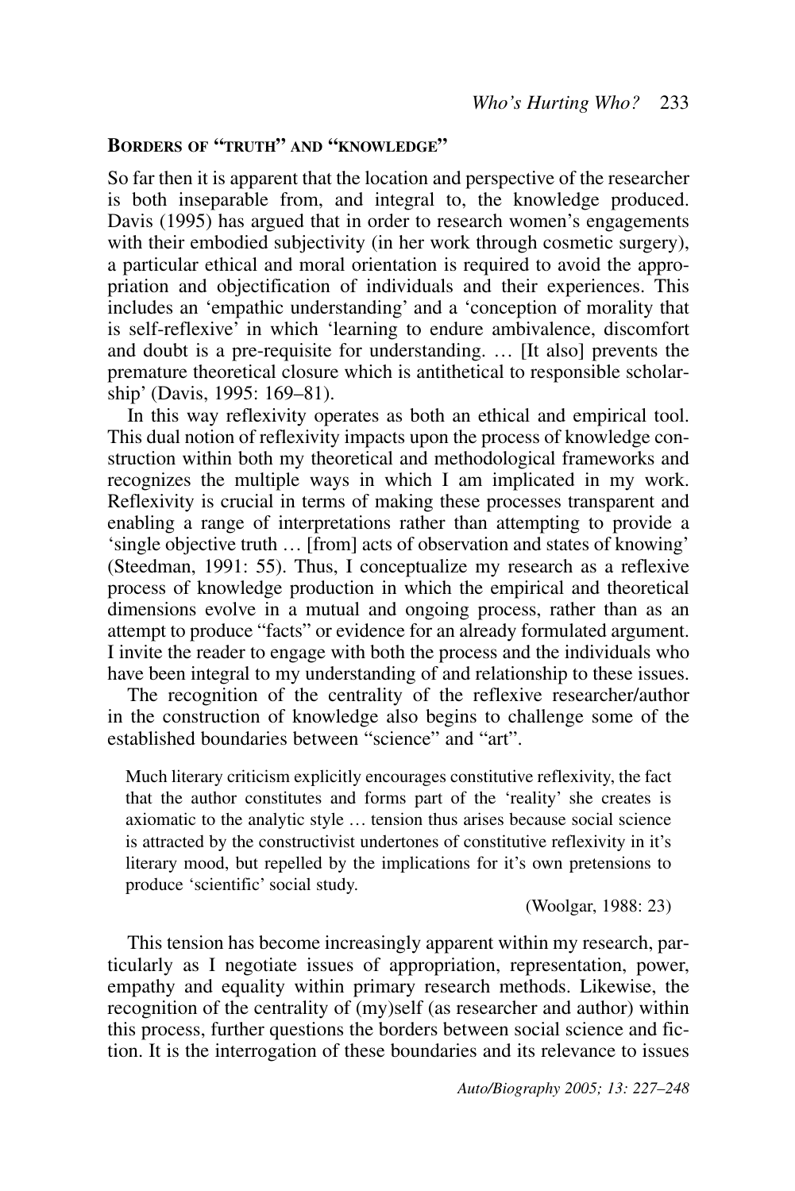## BORDERS OF "TRUTH" AND "KNOWLEDGE"

So far then it is apparent that the location and perspective of the researcher is both inseparable from, and integral to, the knowledge produced. Davis (1995) has argued that in order to research women's engagements with their embodied subjectivity (in her work through cosmetic surgery), a particular ethical and moral orientation is required to avoid the appropriation and objectification of individuals and their experiences. This includes an 'empathic understanding' and a 'conception of morality that is self-reflexive' in which 'learning to endure ambivalence, discomfort and doubt is a pre-requisite for understanding. … [It also] prevents the premature theoretical closure which is antithetical to responsible scholarship' (Davis, 1995: 169–81).

In this way reflexivity operates as both an ethical and empirical tool. This dual notion of reflexivity impacts upon the process of knowledge construction within both my theoretical and methodological frameworks and recognizes the multiple ways in which I am implicated in my work. Reflexivity is crucial in terms of making these processes transparent and enabling a range of interpretations rather than attempting to provide a 'single objective truth … [from] acts of observation and states of knowing' (Steedman, 1991: 55). Thus, I conceptualize my research as a reflexive process of knowledge production in which the empirical and theoretical dimensions evolve in a mutual and ongoing process, rather than as an attempt to produce "facts" or evidence for an already formulated argument. I invite the reader to engage with both the process and the individuals who have been integral to my understanding of and relationship to these issues.

The recognition of the centrality of the reflexive researcher/author in the construction of knowledge also begins to challenge some of the established boundaries between "science" and "art".

> Much literary criticism explicitly encourages constitutive reflexivity, the fact that the author constitutes and forms part of the 'reality' she creates is axiomatic to the analytic style … tension thus arises because social science is attracted by the constructivist undertones of constitutive reflexivity in it's literary mood, but repelled by the implications for it's own pretensions to produce 'scientific' social study.
>
> (Woolgar, 1988: 23)

This tension has become increasingly apparent within my research, particularly as I negotiate issues of appropriation, representation, power, empathy and equality within primary research methods. Likewise, the recognition of the centrality of (my)self (as researcher and author) within this process, further questions the borders between social science and fiction. It is the interrogation of these boundaries and its relevance to issues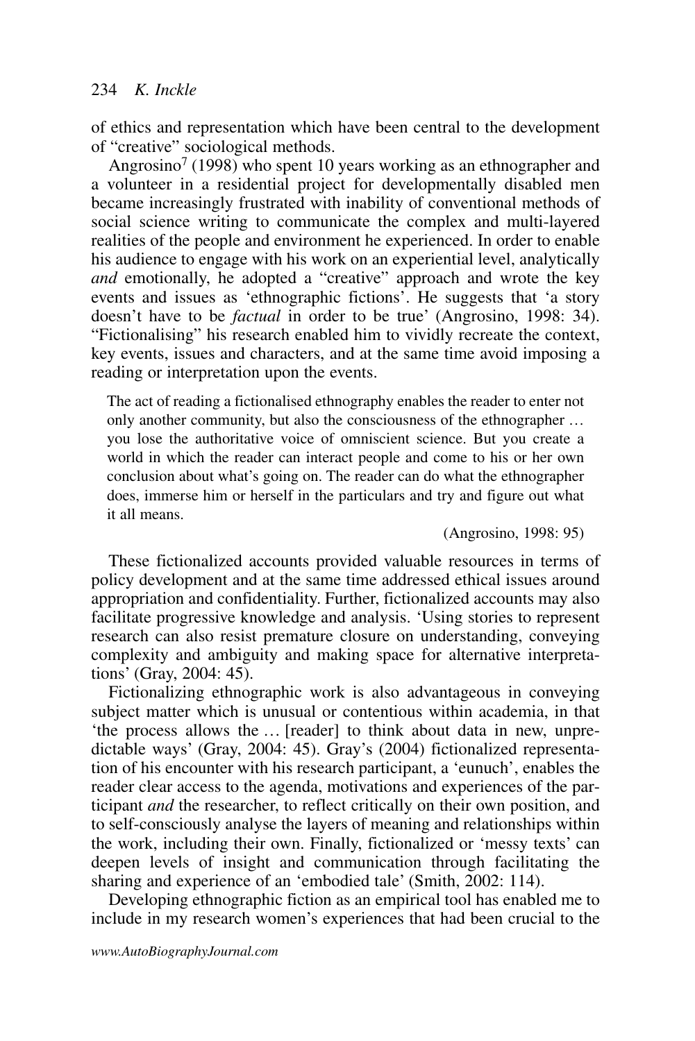of ethics and representation which have been central to the development of "creative" sociological methods.

Angrosino[7] (1998) who spent 10 years working as an ethnographer and a volunteer in a residential project for developmentally disabled men became increasingly frustrated with inability of conventional methods of social science writing to communicate the complex and multi-layered realities of the people and environment he experienced. In order to enable his audience to engage with his work on an experiential level, analytically *and* emotionally, he adopted a "creative" approach and wrote the key events and issues as 'ethnographic fictions'. He suggests that 'a story doesn't have to be *factual* in order to be true' (Angrosino, 1998: 34). "Fictionalising" his research enabled him to vividly recreate the context, key events, issues and characters, and at the same time avoid imposing a reading or interpretation upon the events.

> The act of reading a fictionalised ethnography enables the reader to enter not only another community, but also the consciousness of the ethnographer … you lose the authoritative voice of omniscient science. But you create a world in which the reader can interact people and come to his or her own conclusion about what's going on. The reader can do what the ethnographer does, immerse him or herself in the particulars and try and figure out what it all means.
>
> (Angrosino, 1998: 95)

These fictionalized accounts provided valuable resources in terms of policy development and at the same time addressed ethical issues around appropriation and confidentiality. Further, fictionalized accounts may also facilitate progressive knowledge and analysis. 'Using stories to represent research can also resist premature closure on understanding, conveying complexity and ambiguity and making space for alternative interpretations' (Gray, 2004: 45).

Fictionalizing ethnographic work is also advantageous in conveying subject matter which is unusual or contentious within academia, in that 'the process allows the … [reader] to think about data in new, unpredictable ways' (Gray, 2004: 45). Gray's (2004) fictionalized representation of his encounter with his research participant, a 'eunuch', enables the reader clear access to the agenda, motivations and experiences of the participant *and* the researcher, to reflect critically on their own position, and to self-consciously analyse the layers of meaning and relationships within the work, including their own. Finally, fictionalized or 'messy texts' can deepen levels of insight and communication through facilitating the sharing and experience of an 'embodied tale' (Smith, 2002: 114).

Developing ethnographic fiction as an empirical tool has enabled me to include in my research women's experiences that had been crucial to the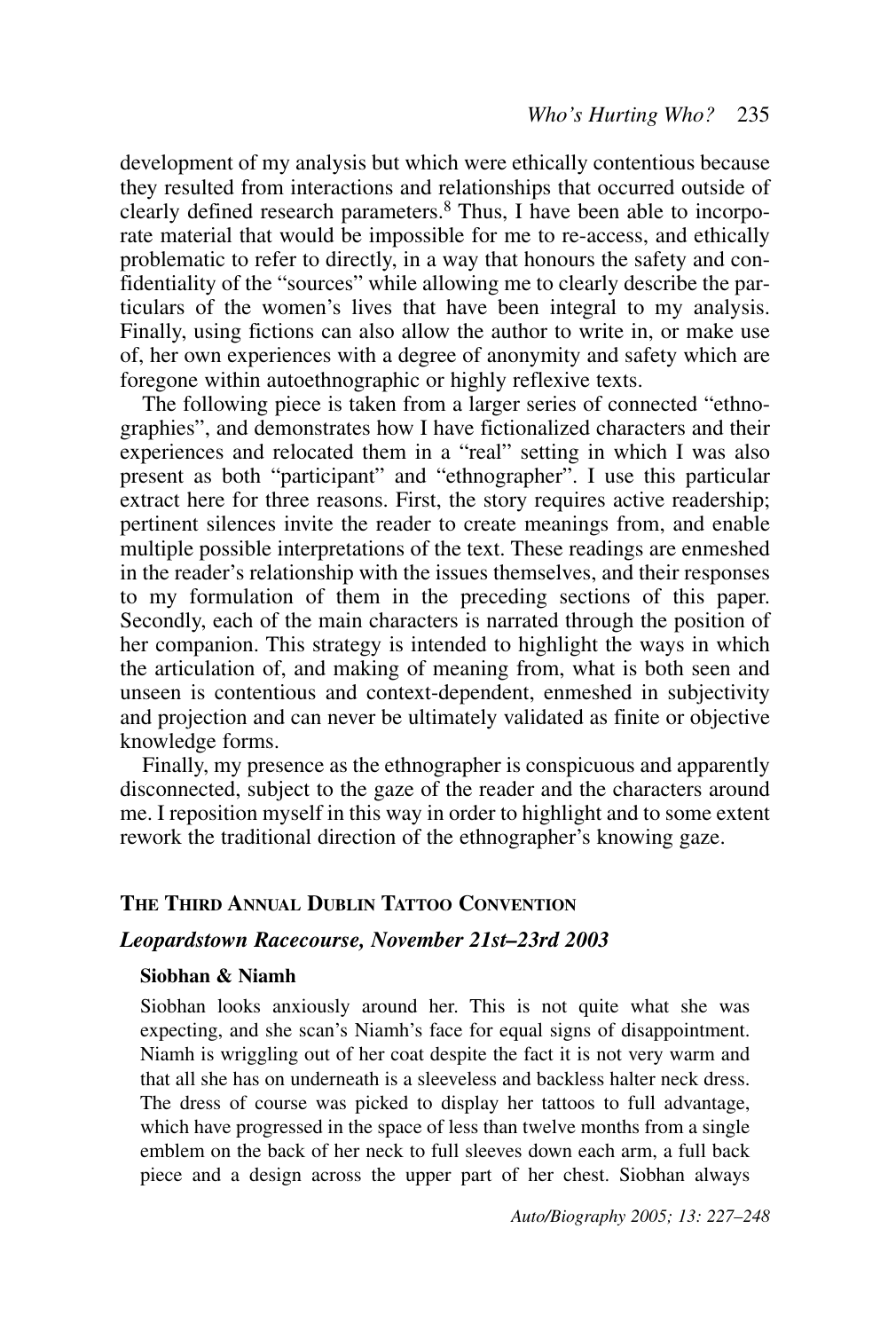development of my analysis but which were ethically contentious because they resulted from interactions and relationships that occurred outside of clearly defined research parameters.[8] Thus, I have been able to incorporate material that would be impossible for me to re-access, and ethically problematic to refer to directly, in a way that honours the safety and confidentiality of the "sources" while allowing me to clearly describe the particulars of the women's lives that have been integral to my analysis. Finally, using fictions can also allow the author to write in, or make use of, her own experiences with a degree of anonymity and safety which are foregone within autoethnographic or highly reflexive texts.

The following piece is taken from a larger series of connected "ethnographies", and demonstrates how I have fictionalized characters and their experiences and relocated them in a "real" setting in which I was also present as both "participant" and "ethnographer". I use this particular extract here for three reasons. First, the story requires active readership; pertinent silences invite the reader to create meanings from, and enable multiple possible interpretations of the text. These readings are enmeshed in the reader's relationship with the issues themselves, and their responses to my formulation of them in the preceding sections of this paper. Secondly, each of the main characters is narrated through the position of her companion. This strategy is intended to highlight the ways in which the articulation of, and making of meaning from, what is both seen and unseen is contentious and context-dependent, enmeshed in subjectivity and projection and can never be ultimately validated as finite or objective knowledge forms.

Finally, my presence as the ethnographer is conspicuous and apparently disconnected, subject to the gaze of the reader and the characters around me. I reposition myself in this way in order to highlight and to some extent rework the traditional direction of the ethnographer's knowing gaze.

## The Third Annual Dublin Tattoo Convention

### *Leopardstown Racecourse, November 21st–23rd 2003*

**Siobhan & Niamh**

Siobhan looks anxiously around her. This is not quite what she was expecting, and she scan's Niamh's face for equal signs of disappointment. Niamh is wriggling out of her coat despite the fact it is not very warm and that all she has on underneath is a sleeveless and backless halter neck dress. The dress of course was picked to display her tattoos to full advantage, which have progressed in the space of less than twelve months from a single emblem on the back of her neck to full sleeves down each arm, a full back piece and a design across the upper part of her chest. Siobhan always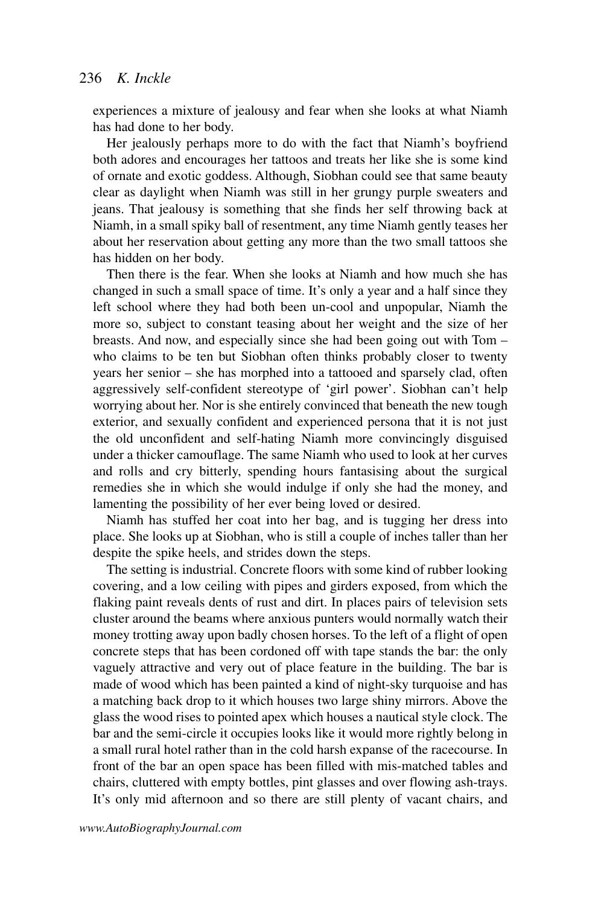experiences a mixture of jealousy and fear when she looks at what Niamh has had done to her body.

Her jealously perhaps more to do with the fact that Niamh's boyfriend both adores and encourages her tattoos and treats her like she is some kind of ornate and exotic goddess. Although, Siobhan could see that same beauty clear as daylight when Niamh was still in her grungy purple sweaters and jeans. That jealousy is something that she finds her self throwing back at Niamh, in a small spiky ball of resentment, any time Niamh gently teases her about her reservation about getting any more than the two small tattoos she has hidden on her body.

Then there is the fear. When she looks at Niamh and how much she has changed in such a small space of time. It's only a year and a half since they left school where they had both been un-cool and unpopular, Niamh the more so, subject to constant teasing about her weight and the size of her breasts. And now, and especially since she had been going out with Tom – who claims to be ten but Siobhan often thinks probably closer to twenty years her senior – she has morphed into a tattooed and sparsely clad, often aggressively self-confident stereotype of 'girl power'. Siobhan can't help worrying about her. Nor is she entirely convinced that beneath the new tough exterior, and sexually confident and experienced persona that it is not just the old unconfident and self-hating Niamh more convincingly disguised under a thicker camouflage. The same Niamh who used to look at her curves and rolls and cry bitterly, spending hours fantasising about the surgical remedies she in which she would indulge if only she had the money, and lamenting the possibility of her ever being loved or desired.

Niamh has stuffed her coat into her bag, and is tugging her dress into place. She looks up at Siobhan, who is still a couple of inches taller than her despite the spike heels, and strides down the steps.

The setting is industrial. Concrete floors with some kind of rubber looking covering, and a low ceiling with pipes and girders exposed, from which the flaking paint reveals dents of rust and dirt. In places pairs of television sets cluster around the beams where anxious punters would normally watch their money trotting away upon badly chosen horses. To the left of a flight of open concrete steps that has been cordoned off with tape stands the bar: the only vaguely attractive and very out of place feature in the building. The bar is made of wood which has been painted a kind of night-sky turquoise and has a matching back drop to it which houses two large shiny mirrors. Above the glass the wood rises to pointed apex which houses a nautical style clock. The bar and the semi-circle it occupies looks like it would more rightly belong in a small rural hotel rather than in the cold harsh expanse of the racecourse. In front of the bar an open space has been filled with mis-matched tables and chairs, cluttered with empty bottles, pint glasses and over flowing ash-trays. It's only mid afternoon and so there are still plenty of vacant chairs, and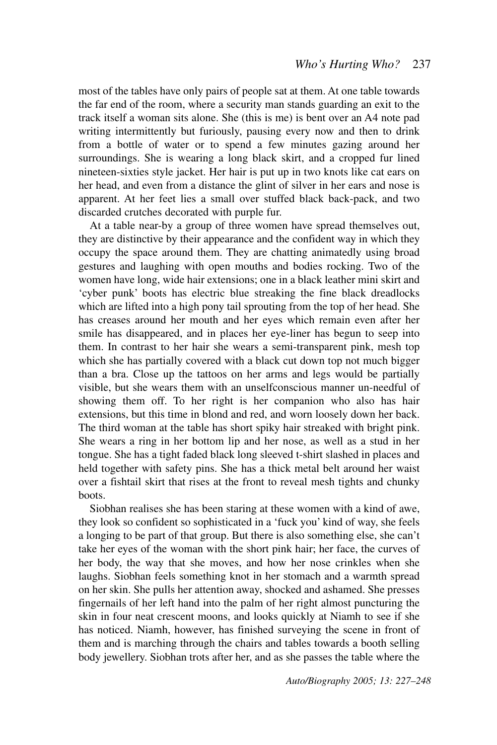most of the tables have only pairs of people sat at them. At one table towards the far end of the room, where a security man stands guarding an exit to the track itself a woman sits alone. She (this is me) is bent over an A4 note pad writing intermittently but furiously, pausing every now and then to drink from a bottle of water or to spend a few minutes gazing around her surroundings. She is wearing a long black skirt, and a cropped fur lined nineteen-sixties style jacket. Her hair is put up in two knots like cat ears on her head, and even from a distance the glint of silver in her ears and nose is apparent. At her feet lies a small over stuffed black back-pack, and two discarded crutches decorated with purple fur.

At a table near-by a group of three women have spread themselves out, they are distinctive by their appearance and the confident way in which they occupy the space around them. They are chatting animatedly using broad gestures and laughing with open mouths and bodies rocking. Two of the women have long, wide hair extensions; one in a black leather mini skirt and 'cyber punk' boots has electric blue streaking the fine black dreadlocks which are lifted into a high pony tail sprouting from the top of her head. She has creases around her mouth and her eyes which remain even after her smile has disappeared, and in places her eye-liner has begun to seep into them. In contrast to her hair she wears a semi-transparent pink, mesh top which she has partially covered with a black cut down top not much bigger than a bra. Close up the tattoos on her arms and legs would be partially visible, but she wears them with an unselfconscious manner un-needful of showing them off. To her right is her companion who also has hair extensions, but this time in blond and red, and worn loosely down her back. The third woman at the table has short spiky hair streaked with bright pink. She wears a ring in her bottom lip and her nose, as well as a stud in her tongue. She has a tight faded black long sleeved t-shirt slashed in places and held together with safety pins. She has a thick metal belt around her waist over a fishtail skirt that rises at the front to reveal mesh tights and chunky boots.

Siobhan realises she has been staring at these women with a kind of awe, they look so confident so sophisticated in a 'fuck you' kind of way, she feels a longing to be part of that group. But there is also something else, she can't take her eyes of the woman with the short pink hair; her face, the curves of her body, the way that she moves, and how her nose crinkles when she laughs. Siobhan feels something knot in her stomach and a warmth spread on her skin. She pulls her attention away, shocked and ashamed. She presses fingernails of her left hand into the palm of her right almost puncturing the skin in four neat crescent moons, and looks quickly at Niamh to see if she has noticed. Niamh, however, has finished surveying the scene in front of them and is marching through the chairs and tables towards a booth selling body jewellery. Siobhan trots after her, and as she passes the table where the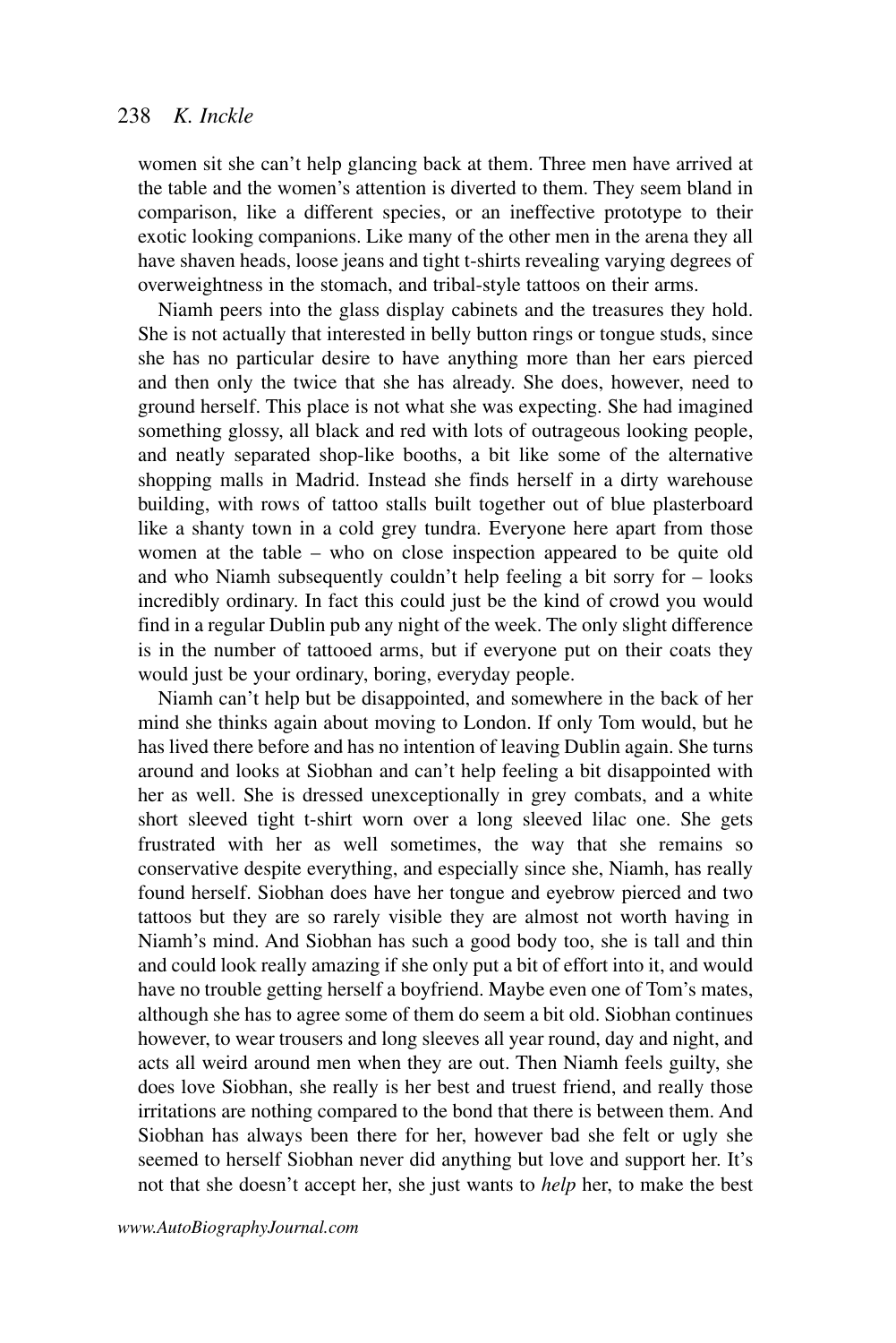women sit she can't help glancing back at them. Three men have arrived at the table and the women's attention is diverted to them. They seem bland in comparison, like a different species, or an ineffective prototype to their exotic looking companions. Like many of the other men in the arena they all have shaven heads, loose jeans and tight t-shirts revealing varying degrees of overweightness in the stomach, and tribal-style tattoos on their arms.

Niamh peers into the glass display cabinets and the treasures they hold. She is not actually that interested in belly button rings or tongue studs, since she has no particular desire to have anything more than her ears pierced and then only the twice that she has already. She does, however, need to ground herself. This place is not what she was expecting. She had imagined something glossy, all black and red with lots of outrageous looking people, and neatly separated shop-like booths, a bit like some of the alternative shopping malls in Madrid. Instead she finds herself in a dirty warehouse building, with rows of tattoo stalls built together out of blue plasterboard like a shanty town in a cold grey tundra. Everyone here apart from those women at the table – who on close inspection appeared to be quite old and who Niamh subsequently couldn't help feeling a bit sorry for – looks incredibly ordinary. In fact this could just be the kind of crowd you would find in a regular Dublin pub any night of the week. The only slight difference is in the number of tattooed arms, but if everyone put on their coats they would just be your ordinary, boring, everyday people.

Niamh can't help but be disappointed, and somewhere in the back of her mind she thinks again about moving to London. If only Tom would, but he has lived there before and has no intention of leaving Dublin again. She turns around and looks at Siobhan and can't help feeling a bit disappointed with her as well. She is dressed unexceptionally in grey combats, and a white short sleeved tight t-shirt worn over a long sleeved lilac one. She gets frustrated with her as well sometimes, the way that she remains so conservative despite everything, and especially since she, Niamh, has really found herself. Siobhan does have her tongue and eyebrow pierced and two tattoos but they are so rarely visible they are almost not worth having in Niamh's mind. And Siobhan has such a good body too, she is tall and thin and could look really amazing if she only put a bit of effort into it, and would have no trouble getting herself a boyfriend. Maybe even one of Tom's mates, although she has to agree some of them do seem a bit old. Siobhan continues however, to wear trousers and long sleeves all year round, day and night, and acts all weird around men when they are out. Then Niamh feels guilty, she does love Siobhan, she really is her best and truest friend, and really those irritations are nothing compared to the bond that there is between them. And Siobhan has always been there for her, however bad she felt or ugly she seemed to herself Siobhan never did anything but love and support her. It's not that she doesn't accept her, she just wants to *help* her, to make the best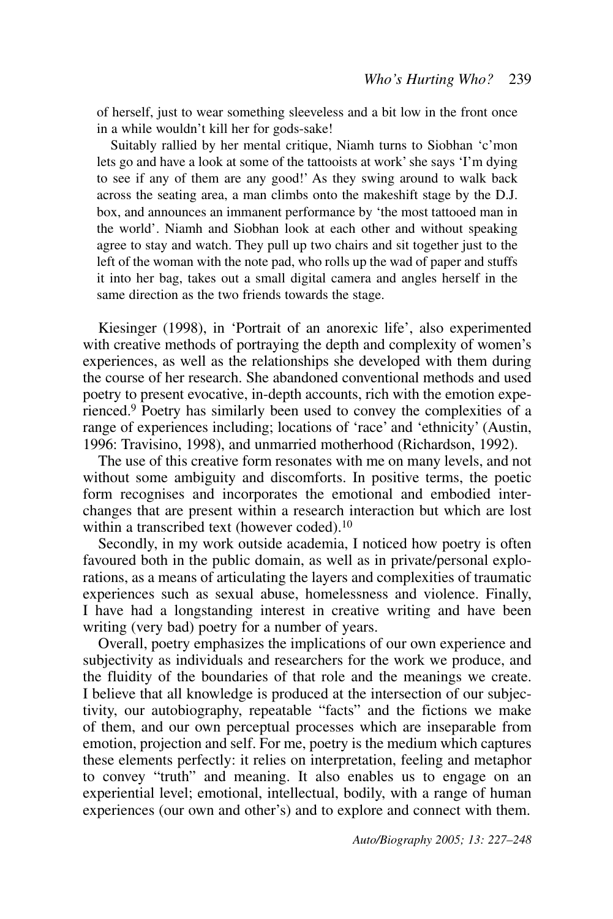of herself, just to wear something sleeveless and a bit low in the front once in a while wouldn't kill her for gods-sake!

Suitably rallied by her mental critique, Niamh turns to Siobhan 'c'mon lets go and have a look at some of the tattooists at work' she says 'I'm dying to see if any of them are any good!' As they swing around to walk back across the seating area, a man climbs onto the makeshift stage by the D.J. box, and announces an immanent performance by 'the most tattooed man in the world'. Niamh and Siobhan look at each other and without speaking agree to stay and watch. They pull up two chairs and sit together just to the left of the woman with the note pad, who rolls up the wad of paper and stuffs it into her bag, takes out a small digital camera and angles herself in the same direction as the two friends towards the stage.

Kiesinger (1998), in 'Portrait of an anorexic life', also experimented with creative methods of portraying the depth and complexity of women's experiences, as well as the relationships she developed with them during the course of her research. She abandoned conventional methods and used poetry to present evocative, in-depth accounts, rich with the emotion experienced.[9] Poetry has similarly been used to convey the complexities of a range of experiences including; locations of 'race' and 'ethnicity' (Austin, 1996: Travisino, 1998), and unmarried motherhood (Richardson, 1992).

The use of this creative form resonates with me on many levels, and not without some ambiguity and discomforts. In positive terms, the poetic form recognises and incorporates the emotional and embodied interchanges that are present within a research interaction but which are lost within a transcribed text (however coded).[10]

Secondly, in my work outside academia, I noticed how poetry is often favoured both in the public domain, as well as in private/personal explorations, as a means of articulating the layers and complexities of traumatic experiences such as sexual abuse, homelessness and violence. Finally, I have had a longstanding interest in creative writing and have been writing (very bad) poetry for a number of years.

Overall, poetry emphasizes the implications of our own experience and subjectivity as individuals and researchers for the work we produce, and the fluidity of the boundaries of that role and the meanings we create. I believe that all knowledge is produced at the intersection of our subjectivity, our autobiography, repeatable "facts" and the fictions we make of them, and our own perceptual processes which are inseparable from emotion, projection and self. For me, poetry is the medium which captures these elements perfectly: it relies on interpretation, feeling and metaphor to convey "truth" and meaning. It also enables us to engage on an experiential level; emotional, intellectual, bodily, with a range of human experiences (our own and other's) and to explore and connect with them.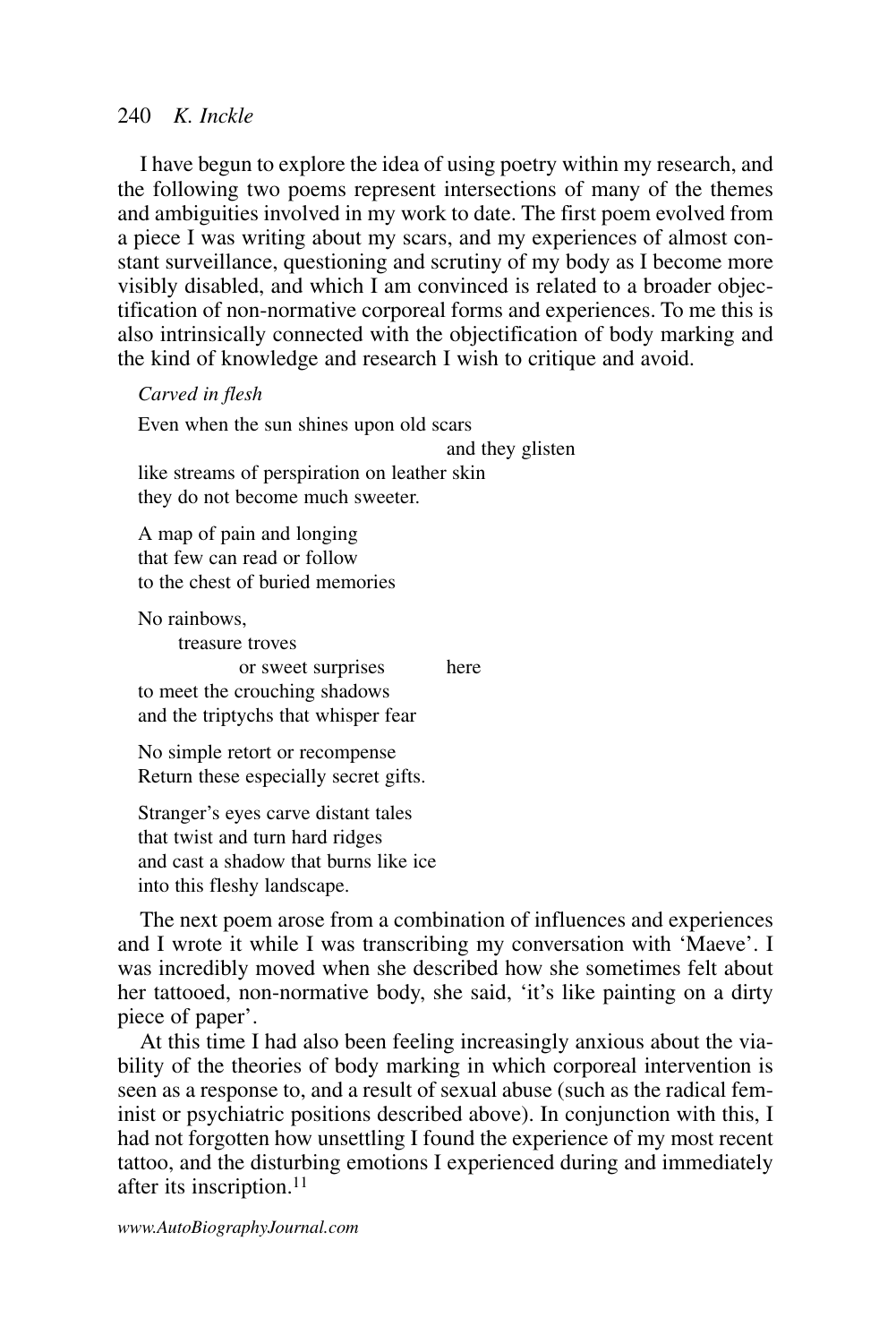I have begun to explore the idea of using poetry within my research, and the following two poems represent intersections of many of the themes and ambiguities involved in my work to date. The first poem evolved from a piece I was writing about my scars, and my experiences of almost constant surveillance, questioning and scrutiny of my body as I become more visibly disabled, and which I am convinced is related to a broader objectification of non-normative corporeal forms and experiences. To me this is also intrinsically connected with the objectification of body marking and the kind of knowledge and research I wish to critique and avoid.

*Carved in flesh*

Even when the sun shines upon old scars  
                                        and they glisten  
like streams of perspiration on leather skin  
they do not become much sweeter.

A map of pain and longing  
that few can read or follow  
to the chest of buried memories

No rainbows,  
      treasure troves  
            or sweet surprises      here  
to meet the crouching shadows  
and the triptychs that whisper fear

No simple retort or recompense  
Return these especially secret gifts.

Stranger's eyes carve distant tales  
that twist and turn hard ridges  
and cast a shadow that burns like ice  
into this fleshy landscape.

The next poem arose from a combination of influences and experiences and I wrote it while I was transcribing my conversation with 'Maeve'. I was incredibly moved when she described how she sometimes felt about her tattooed, non-normative body, she said, 'it's like painting on a dirty piece of paper'.

At this time I had also been feeling increasingly anxious about the viability of the theories of body marking in which corporeal intervention is seen as a response to, and a result of sexual abuse (such as the radical feminist or psychiatric positions described above). In conjunction with this, I had not forgotten how unsettling I found the experience of my most recent tattoo, and the disturbing emotions I experienced during and immediately after its inscription.[11]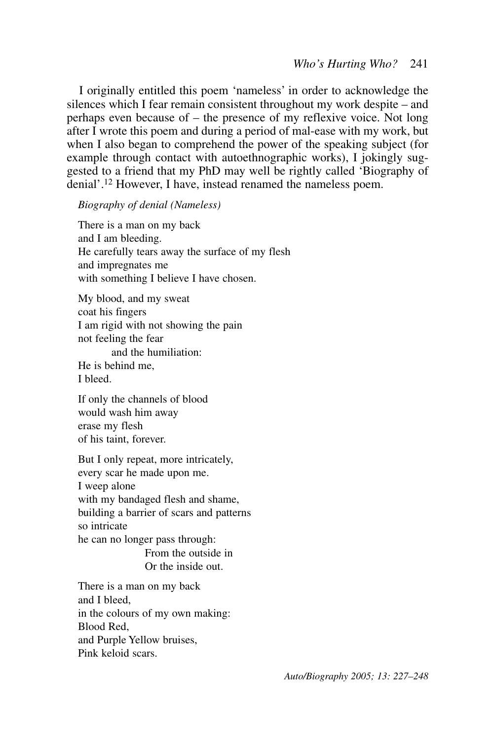I originally entitled this poem 'nameless' in order to acknowledge the silences which I fear remain consistent throughout my work despite – and perhaps even because of – the presence of my reflexive voice. Not long after I wrote this poem and during a period of mal-ease with my work, but when I also began to comprehend the power of the speaking subject (for example through contact with autoethnographic works), I jokingly suggested to a friend that my PhD may well be rightly called 'Biography of denial'.[12] However, I have, instead renamed the nameless poem.

*Biography of denial (Nameless)*

There is a man on my back  
and I am bleeding.  
He carefully tears away the surface of my flesh  
and impregnates me  
with something I believe I have chosen.

My blood, and my sweat  
coat his fingers  
I am rigid with not showing the pain  
not feeling the fear  
        and the humiliation:  
He is behind me,  
I bleed.

If only the channels of blood  
would wash him away  
erase my flesh  
of his taint, forever.

But I only repeat, more intricately,  
every scar he made upon me.  
I weep alone  
with my bandaged flesh and shame,  
building a barrier of scars and patterns  
so intricate  
he can no longer pass through:  
                From the outside in  
                Or the inside out.

There is a man on my back  
and I bleed,  
in the colours of my own making:  
Blood Red,  
and Purple Yellow bruises,  
Pink keloid scars.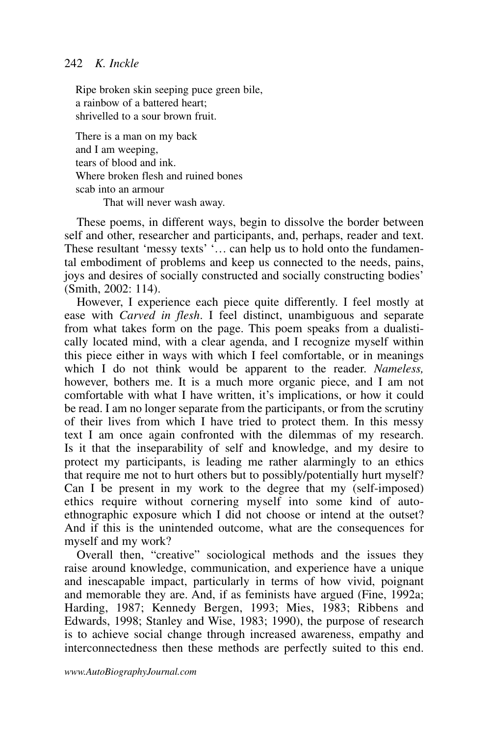Ripe broken skin seeping puce green bile,  
a rainbow of a battered heart;  
shrivelled to a sour brown fruit.

There is a man on my back  
and I am weeping,  
tears of blood and ink.  
Where broken flesh and ruined bones  
scab into an armour  
    That will never wash away.

These poems, in different ways, begin to dissolve the border between self and other, researcher and participants, and, perhaps, reader and text. These resultant 'messy texts' '… can help us to hold onto the fundamental embodiment of problems and keep us connected to the needs, pains, joys and desires of socially constructed and socially constructing bodies' (Smith, 2002: 114).

However, I experience each piece quite differently. I feel mostly at ease with *Carved in flesh*. I feel distinct, unambiguous and separate from what takes form on the page. This poem speaks from a dualistically located mind, with a clear agenda, and I recognize myself within this piece either in ways with which I feel comfortable, or in meanings which I do not think would be apparent to the reader. *Nameless,* however, bothers me. It is a much more organic piece, and I am not comfortable with what I have written, it's implications, or how it could be read. I am no longer separate from the participants, or from the scrutiny of their lives from which I have tried to protect them. In this messy text I am once again confronted with the dilemmas of my research. Is it that the inseparability of self and knowledge, and my desire to protect my participants, is leading me rather alarmingly to an ethics that require me not to hurt others but to possibly/potentially hurt myself? Can I be present in my work to the degree that my (self-imposed) ethics require without cornering myself into some kind of auto-ethnographic exposure which I did not choose or intend at the outset? And if this is the unintended outcome, what are the consequences for myself and my work?

Overall then, "creative" sociological methods and the issues they raise around knowledge, communication, and experience have a unique and inescapable impact, particularly in terms of how vivid, poignant and memorable they are. And, if as feminists have argued (Fine, 1992a; Harding, 1987; Kennedy Bergen, 1993; Mies, 1983; Ribbens and Edwards, 1998; Stanley and Wise, 1983; 1990), the purpose of research is to achieve social change through increased awareness, empathy and interconnectedness then these methods are perfectly suited to this end.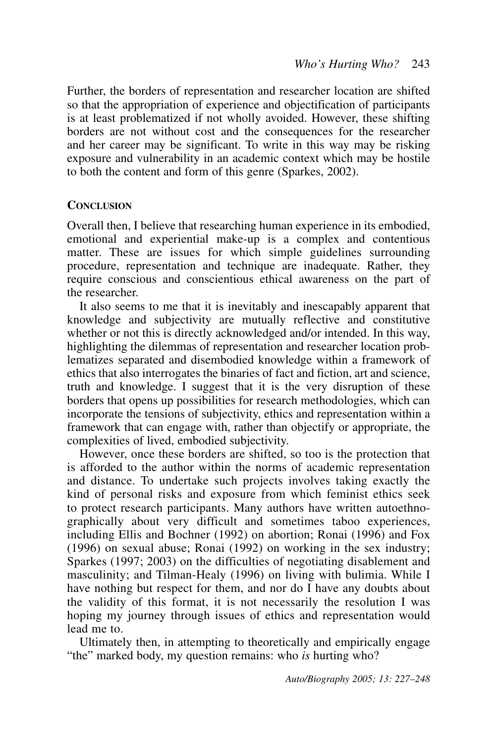Further, the borders of representation and researcher location are shifted so that the appropriation of experience and objectification of participants is at least problematized if not wholly avoided. However, these shifting borders are not without cost and the consequences for the researcher and her career may be significant. To write in this way may be risking exposure and vulnerability in an academic context which may be hostile to both the content and form of this genre (Sparkes, 2002).

## Conclusion

Overall then, I believe that researching human experience in its embodied, emotional and experiential make-up is a complex and contentious matter. These are issues for which simple guidelines surrounding procedure, representation and technique are inadequate. Rather, they require conscious and conscientious ethical awareness on the part of the researcher.

It also seems to me that it is inevitably and inescapably apparent that knowledge and subjectivity are mutually reflective and constitutive whether or not this is directly acknowledged and/or intended. In this way, highlighting the dilemmas of representation and researcher location problematizes separated and disembodied knowledge within a framework of ethics that also interrogates the binaries of fact and fiction, art and science, truth and knowledge. I suggest that it is the very disruption of these borders that opens up possibilities for research methodologies, which can incorporate the tensions of subjectivity, ethics and representation within a framework that can engage with, rather than objectify or appropriate, the complexities of lived, embodied subjectivity.

However, once these borders are shifted, so too is the protection that is afforded to the author within the norms of academic representation and distance. To undertake such projects involves taking exactly the kind of personal risks and exposure from which feminist ethics seek to protect research participants. Many authors have written autoethnographically about very difficult and sometimes taboo experiences, including Ellis and Bochner (1992) on abortion; Ronai (1996) and Fox (1996) on sexual abuse; Ronai (1992) on working in the sex industry; Sparkes (1997; 2003) on the difficulties of negotiating disablement and masculinity; and Tilman-Healy (1996) on living with bulimia. While I have nothing but respect for them, and nor do I have any doubts about the validity of this format, it is not necessarily the resolution I was hoping my journey through issues of ethics and representation would lead me to.

Ultimately then, in attempting to theoretically and empirically engage "the" marked body, my question remains: who *is* hurting who?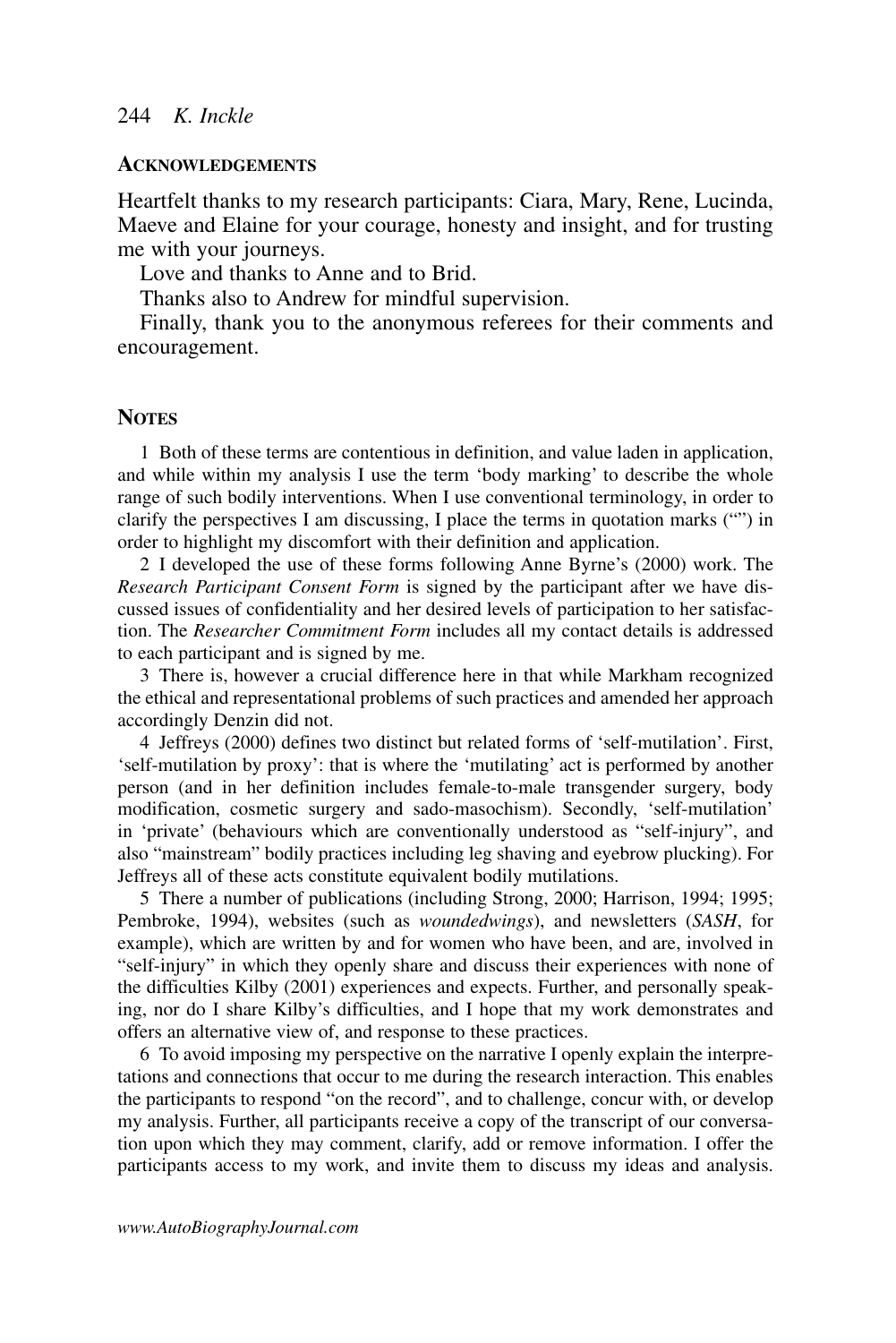## Acknowledgements

Heartfelt thanks to my research participants: Ciara, Mary, Rene, Lucinda, Maeve and Elaine for your courage, honesty and insight, and for trusting me with your journeys.

Love and thanks to Anne and to Brid.

Thanks also to Andrew for mindful supervision.

Finally, thank you to the anonymous referees for their comments and encouragement.

## Notes

1 Both of these terms are contentious in definition, and value laden in application, and while within my analysis I use the term 'body marking' to describe the whole range of such bodily interventions. When I use conventional terminology, in order to clarify the perspectives I am discussing, I place the terms in quotation marks ("") in order to highlight my discomfort with their definition and application.

2 I developed the use of these forms following Anne Byrne's (2000) work. The *Research Participant Consent Form* is signed by the participant after we have discussed issues of confidentiality and her desired levels of participation to her satisfaction. The *Researcher Commitment Form* includes all my contact details is addressed to each participant and is signed by me.

3 There is, however a crucial difference here in that while Markham recognized the ethical and representational problems of such practices and amended her approach accordingly Denzin did not.

4 Jeffreys (2000) defines two distinct but related forms of 'self-mutilation'. First, 'self-mutilation by proxy': that is where the 'mutilating' act is performed by another person (and in her definition includes female-to-male transgender surgery, body modification, cosmetic surgery and sado-masochism). Secondly, 'self-mutilation' in 'private' (behaviours which are conventionally understood as "self-injury", and also "mainstream" bodily practices including leg shaving and eyebrow plucking). For Jeffreys all of these acts constitute equivalent bodily mutilations.

5 There a number of publications (including Strong, 2000; Harrison, 1994; 1995; Pembroke, 1994), websites (such as *woundedwings*), and newsletters (*SASH*, for example), which are written by and for women who have been, and are, involved in "self-injury" in which they openly share and discuss their experiences with none of the difficulties Kilby (2001) experiences and expects. Further, and personally speaking, nor do I share Kilby's difficulties, and I hope that my work demonstrates and offers an alternative view of, and response to these practices.

6 To avoid imposing my perspective on the narrative I openly explain the interpretations and connections that occur to me during the research interaction. This enables the participants to respond "on the record", and to challenge, concur with, or develop my analysis. Further, all participants receive a copy of the transcript of our conversation upon which they may comment, clarify, add or remove information. I offer the participants access to my work, and invite them to discuss my ideas and analysis.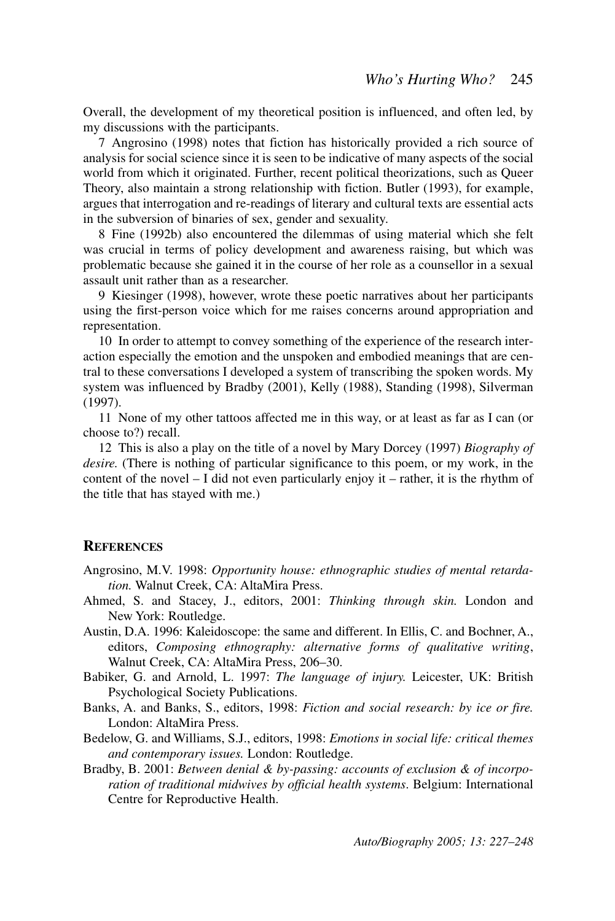Overall, the development of my theoretical position is influenced, and often led, by my discussions with the participants.

7 Angrosino (1998) notes that fiction has historically provided a rich source of analysis for social science since it is seen to be indicative of many aspects of the social world from which it originated. Further, recent political theorizations, such as Queer Theory, also maintain a strong relationship with fiction. Butler (1993), for example, argues that interrogation and re-readings of literary and cultural texts are essential acts in the subversion of binaries of sex, gender and sexuality.

8 Fine (1992b) also encountered the dilemmas of using material which she felt was crucial in terms of policy development and awareness raising, but which was problematic because she gained it in the course of her role as a counsellor in a sexual assault unit rather than as a researcher.

9 Kiesinger (1998), however, wrote these poetic narratives about her participants using the first-person voice which for me raises concerns around appropriation and representation.

10 In order to attempt to convey something of the experience of the research interaction especially the emotion and the unspoken and embodied meanings that are central to these conversations I developed a system of transcribing the spoken words. My system was influenced by Bradby (2001), Kelly (1988), Standing (1998), Silverman (1997).

11 None of my other tattoos affected me in this way, or at least as far as I can (or choose to?) recall.

12 This is also a play on the title of a novel by Mary Dorcey (1997) *Biography of desire.* (There is nothing of particular significance to this poem, or my work, in the content of the novel – I did not even particularly enjoy it – rather, it is the rhythm of the title that has stayed with me.)

## References

Angrosino, M.V. 1998: *Opportunity house: ethnographic studies of mental retardation.* Walnut Creek, CA: AltaMira Press.

Ahmed, S. and Stacey, J., editors, 2001: *Thinking through skin.* London and New York: Routledge.

Austin, D.A. 1996: Kaleidoscope: the same and different. In Ellis, C. and Bochner, A., editors, *Composing ethnography: alternative forms of qualitative writing*, Walnut Creek, CA: AltaMira Press, 206–30.

Babiker, G. and Arnold, L. 1997: *The language of injury.* Leicester, UK: British Psychological Society Publications.

Banks, A. and Banks, S., editors, 1998: *Fiction and social research: by ice or fire.* London: AltaMira Press.

Bedelow, G. and Williams, S.J., editors, 1998: *Emotions in social life: critical themes and contemporary issues.* London: Routledge.

Bradby, B. 2001: *Between denial & by-passing: accounts of exclusion & of incorporation of traditional midwives by official health systems.* Belgium: International Centre for Reproductive Health.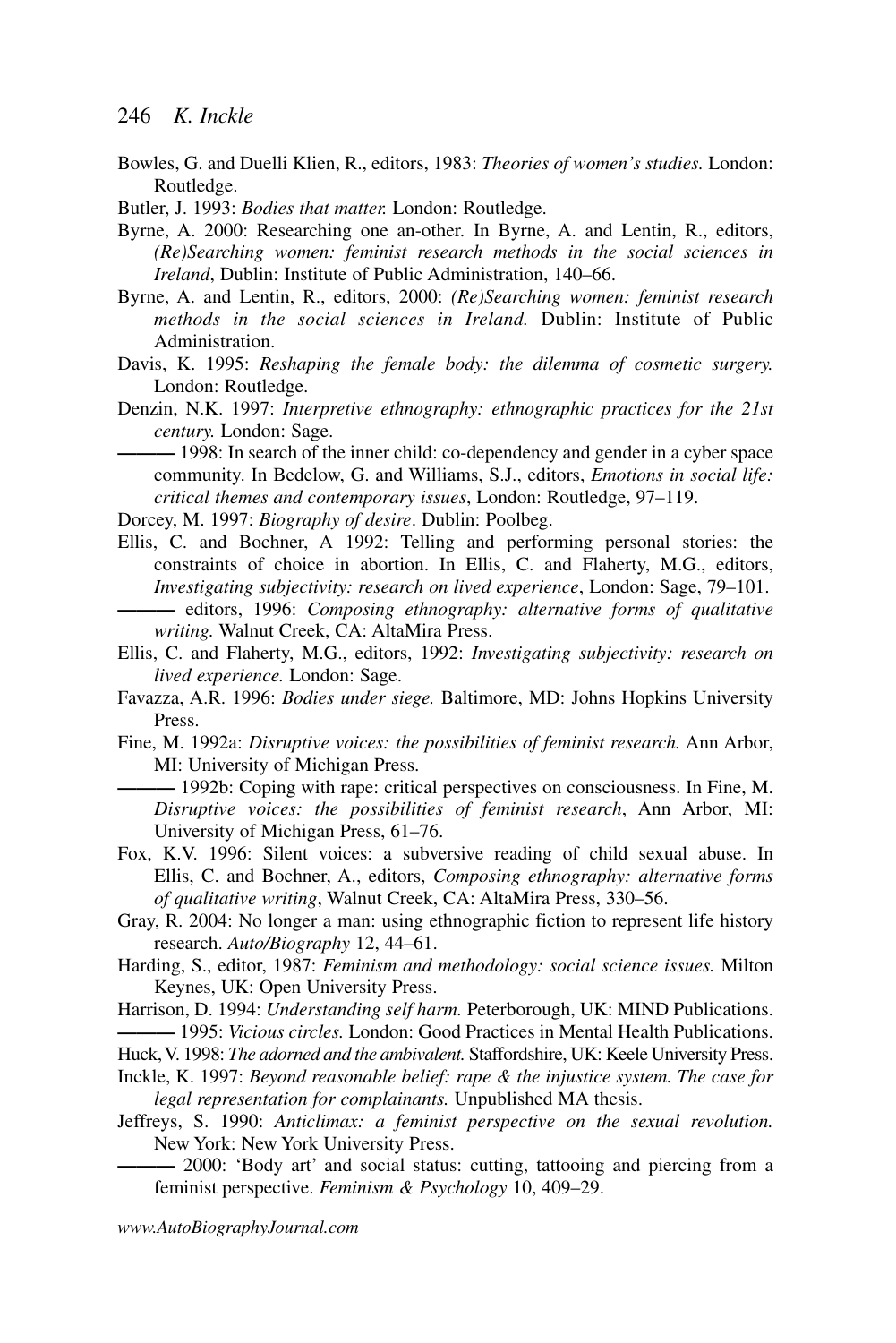Bowles, G. and Duelli Klien, R., editors, 1983: *Theories of women's studies.* London: Routledge.

Butler, J. 1993: *Bodies that matter.* London: Routledge.

Byrne, A. 2000: Researching one an-other. In Byrne, A. and Lentin, R., editors, *(Re)Searching women: feminist research methods in the social sciences in Ireland*, Dublin: Institute of Public Administration, 140–66.

Byrne, A. and Lentin, R., editors, 2000: *(Re)Searching women: feminist research methods in the social sciences in Ireland.* Dublin: Institute of Public Administration.

Davis, K. 1995: *Reshaping the female body: the dilemma of cosmetic surgery.* London: Routledge.

Denzin, N.K. 1997: *Interpretive ethnography: ethnographic practices for the 21st century.* London: Sage.

——— 1998: In search of the inner child: co-dependency and gender in a cyber space community. In Bedelow, G. and Williams, S.J., editors, *Emotions in social life: critical themes and contemporary issues*, London: Routledge, 97–119.

Dorcey, M. 1997: *Biography of desire*. Dublin: Poolbeg.

Ellis, C. and Bochner, A 1992: Telling and performing personal stories: the constraints of choice in abortion. In Ellis, C. and Flaherty, M.G., editors, *Investigating subjectivity: research on lived experience*, London: Sage, 79–101.

——— editors, 1996: *Composing ethnography: alternative forms of qualitative writing.* Walnut Creek, CA: AltaMira Press.

Ellis, C. and Flaherty, M.G., editors, 1992: *Investigating subjectivity: research on lived experience.* London: Sage.

Favazza, A.R. 1996: *Bodies under siege.* Baltimore, MD: Johns Hopkins University Press.

Fine, M. 1992a: *Disruptive voices: the possibilities of feminist research.* Ann Arbor, MI: University of Michigan Press.

——— 1992b: Coping with rape: critical perspectives on consciousness. In Fine, M. *Disruptive voices: the possibilities of feminist research*, Ann Arbor, MI: University of Michigan Press, 61–76.

Fox, K.V. 1996: Silent voices: a subversive reading of child sexual abuse. In Ellis, C. and Bochner, A., editors, *Composing ethnography: alternative forms of qualitative writing*, Walnut Creek, CA: AltaMira Press, 330–56.

Gray, R. 2004: No longer a man: using ethnographic fiction to represent life history research. *Auto/Biography* 12, 44–61.

Harding, S., editor, 1987: *Feminism and methodology: social science issues.* Milton Keynes, UK: Open University Press.

Harrison, D. 1994: *Understanding self harm.* Peterborough, UK: MIND Publications.

——— 1995: *Vicious circles.* London: Good Practices in Mental Health Publications.

Huck, V. 1998: *The adorned and the ambivalent.* Staffordshire, UK: Keele University Press.

Inckle, K. 1997: *Beyond reasonable belief: rape & the injustice system. The case for legal representation for complainants.* Unpublished MA thesis.

Jeffreys, S. 1990: *Anticlimax: a feminist perspective on the sexual revolution.* New York: New York University Press.

——— 2000: 'Body art' and social status: cutting, tattooing and piercing from a feminist perspective. *Feminism & Psychology* 10, 409–29.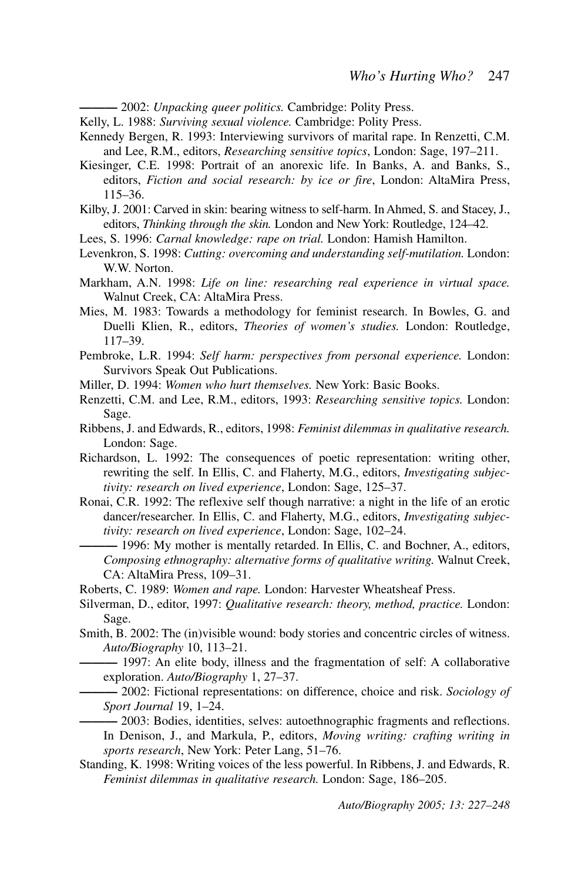——— 2002: *Unpacking queer politics.* Cambridge: Polity Press.

Kelly, L. 1988: *Surviving sexual violence.* Cambridge: Polity Press.

Kennedy Bergen, R. 1993: Interviewing survivors of marital rape. In Renzetti, C.M. and Lee, R.M., editors, *Researching sensitive topics*, London: Sage, 197–211.

Kiesinger, C.E. 1998: Portrait of an anorexic life. In Banks, A. and Banks, S., editors, *Fiction and social research: by ice or fire*, London: AltaMira Press, 115–36.

Kilby, J. 2001: Carved in skin: bearing witness to self-harm. In Ahmed, S. and Stacey, J., editors, *Thinking through the skin.* London and New York: Routledge, 124–42.

Lees, S. 1996: *Carnal knowledge: rape on trial.* London: Hamish Hamilton.

Levenkron, S. 1998: *Cutting: overcoming and understanding self-mutilation.* London: W.W. Norton.

Markham, A.N. 1998: *Life on line: researching real experience in virtual space.* Walnut Creek, CA: AltaMira Press.

Mies, M. 1983: Towards a methodology for feminist research. In Bowles, G. and Duelli Klien, R., editors, *Theories of women's studies.* London: Routledge, 117–39.

Pembroke, L.R. 1994: *Self harm: perspectives from personal experience.* London: Survivors Speak Out Publications.

Miller, D. 1994: *Women who hurt themselves.* New York: Basic Books.

Renzetti, C.M. and Lee, R.M., editors, 1993: *Researching sensitive topics.* London: Sage.

Ribbens, J. and Edwards, R., editors, 1998: *Feminist dilemmas in qualitative research.* London: Sage.

Richardson, L. 1992: The consequences of poetic representation: writing other, rewriting the self. In Ellis, C. and Flaherty, M.G., editors, *Investigating subjectivity: research on lived experience*, London: Sage, 125–37.

Ronai, C.R. 1992: The reflexive self though narrative: a night in the life of an erotic dancer/researcher. In Ellis, C. and Flaherty, M.G., editors, *Investigating subjectivity: research on lived experience*, London: Sage, 102–24.

——— 1996: My mother is mentally retarded. In Ellis, C. and Bochner, A., editors, *Composing ethnography: alternative forms of qualitative writing.* Walnut Creek, CA: AltaMira Press, 109–31.

Roberts, C. 1989: *Women and rape.* London: Harvester Wheatsheaf Press.

Silverman, D., editor, 1997: *Qualitative research: theory, method, practice.* London: Sage.

Smith, B. 2002: The (in)visible wound: body stories and concentric circles of witness. *Auto/Biography* 10, 113–21.

——— 1997: An elite body, illness and the fragmentation of self: A collaborative exploration. *Auto/Biography* 1, 27–37.

——— 2002: Fictional representations: on difference, choice and risk. *Sociology of Sport Journal* 19, 1–24.

——— 2003: Bodies, identities, selves: autoethnographic fragments and reflections. In Denison, J., and Markula, P., editors, *Moving writing: crafting writing in sports research*, New York: Peter Lang, 51–76.

Standing, K. 1998: Writing voices of the less powerful. In Ribbens, J. and Edwards, R. *Feminist dilemmas in qualitative research.* London: Sage, 186–205.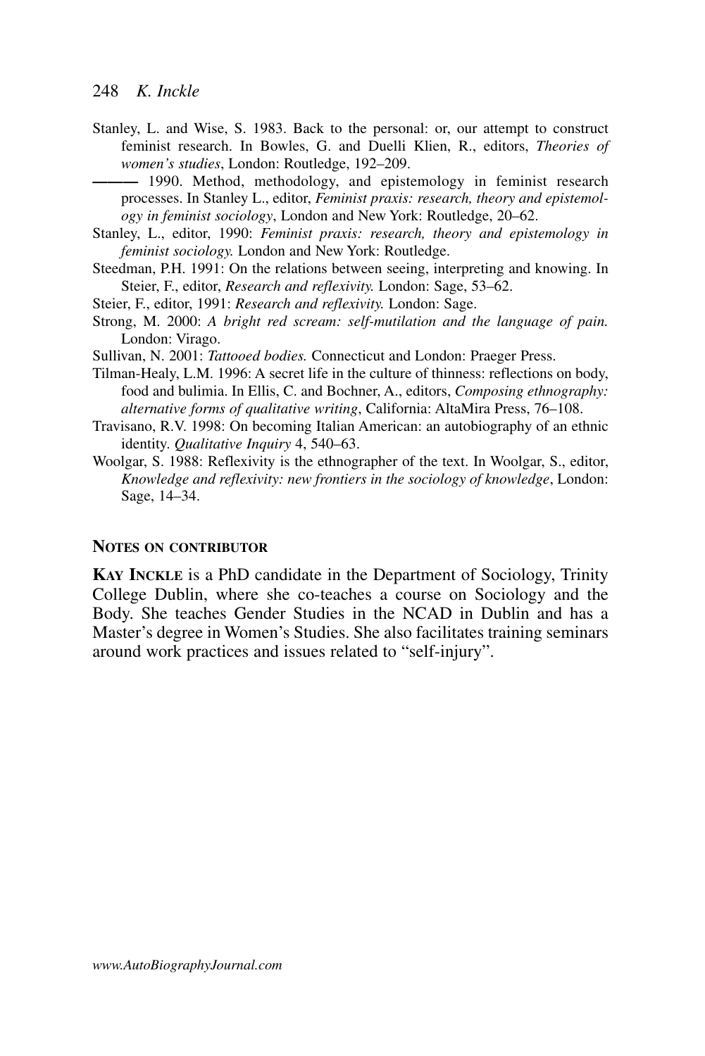Stanley, L. and Wise, S. 1983. Back to the personal: or, our attempt to construct feminist research. In Bowles, G. and Duelli Klien, R., editors, *Theories of women's studies*, London: Routledge, 192–209.

——— 1990. Method, methodology, and epistemology in feminist research processes. In Stanley L., editor, *Feminist praxis: research, theory and epistemology in feminist sociology*, London and New York: Routledge, 20–62.

Stanley, L., editor, 1990: *Feminist praxis: research, theory and epistemology in feminist sociology.* London and New York: Routledge.

Steedman, P.H. 1991: On the relations between seeing, interpreting and knowing. In Steier, F., editor, *Research and reflexivity.* London: Sage, 53–62.

Steier, F., editor, 1991: *Research and reflexivity.* London: Sage.

Strong, M. 2000: *A bright red scream: self-mutilation and the language of pain.* London: Virago.

Sullivan, N. 2001: *Tattooed bodies.* Connecticut and London: Praeger Press.

Tilman-Healy, L.M. 1996: A secret life in the culture of thinness: reflections on body, food and bulimia. In Ellis, C. and Bochner, A., editors, *Composing ethnography: alternative forms of qualitative writing*, California: AltaMira Press, 76–108.

Travisano, R.V. 1998: On becoming Italian American: an autobiography of an ethnic identity. *Qualitative Inquiry* 4, 540–63.

Woolgar, S. 1988: Reflexivity is the ethnographer of the text. In Woolgar, S., editor, *Knowledge and reflexivity: new frontiers in the sociology of knowledge*, London: Sage, 14–34.

## Notes on contributor

**Kay Inckle** is a PhD candidate in the Department of Sociology, Trinity College Dublin, where she co-teaches a course on Sociology and the Body. She teaches Gender Studies in the NCAD in Dublin and has a Master's degree in Women's Studies. She also facilitates training seminars around work practices and issues related to "self-injury".